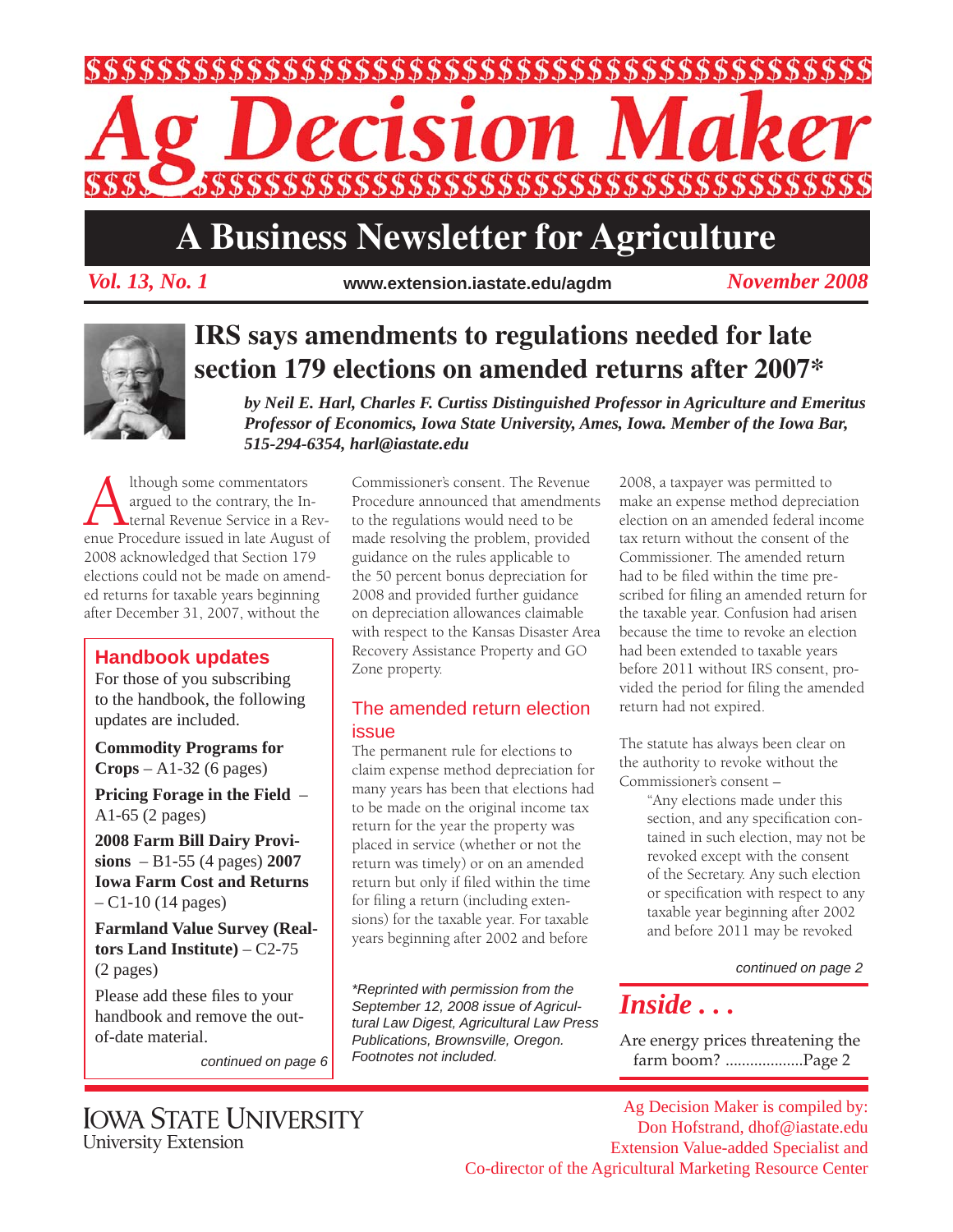# Ag Decision Maker

## A Business Newsletter for Agriculture

*Vol. 13, No. 1* www.extension.iastate.edu/agdm *November 2008*

# IRS says amendments to regulations needed for late section 179 elections on amended returns after 2007*

***by Neil E. Harl, Charles F. Curtiss Distinguished Professor in Agriculture and Emeritus Professor of Economics, Iowa State University, Ames, Iowa. Member of the Iowa Bar, 515-294-6354, harl@iastate.edu***

Although some commentators argued to the contrary, the Internal Revenue Service in a Revenue Procedure issued in late August of 2008 acknowledged that Section 179 elections could not be made on amended returns for taxable years beginning after December 31, 2007, without the Commissioner's consent. The Revenue Procedure announced that amendments to the regulations would need to be made resolving the problem, provided guidance on the rules applicable to the 50 percent bonus depreciation for 2008 and provided further guidance on depreciation allowances claimable with respect to the Kansas Disaster Area Recovery Assistance Property and GO Zone property.

### The amended return election issue

The permanent rule for elections to claim expense method depreciation for many years has been that elections had to be made on the original income tax return for the year the property was placed in service (whether or not the return was timely) or on an amended return but only if filed within the time for filing a return (including extensions) for the taxable year. For taxable years beginning after 2002 and before 2008, a taxpayer was permitted to make an expense method depreciation election on an amended federal income tax return without the consent of the Commissioner. The amended return had to be filed within the time prescribed for filing an amended return for the taxable year. Confusion had arisen because the time to revoke an election had been extended to taxable years before 2011 without IRS consent, provided the period for filing the amended return had not expired.

The statute has always been clear on the authority to revoke without the Commissioner's consent –

> "Any elections made under this section, and any specification contained in such election, may not be revoked except with the consent of the Secretary. Any such election or specification with respect to any taxable year beginning after 2002 and before 2011 may be revoked

*continued on page 2*

*\*Reprinted with permission from the September 12, 2008 issue of Agricultural Law Digest, Agricultural Law Press Publications, Brownsville, Oregon. Footnotes not included.*

### Handbook updates

For those of you subscribing to the handbook, the following updates are included.

**Commodity Programs for Crops** – A1-32 (6 pages)

**Pricing Forage in the Field** – A1-65 (2 pages)

**2008 Farm Bill Dairy Provisions** – B1-55 (4 pages)

**2007 Iowa Farm Cost and Returns** – C1-10 (14 pages)

**Farmland Value Survey (Realtors Land Institute)** – C2-75 (2 pages)

Please add these files to your handbook and remove the out-of-date material.

*continued on page 6*

## *Inside . . .*

Are energy prices threatening the farm boom? ...................Page 2

IOWA STATE UNIVERSITY
University Extension

Ag Decision Maker is compiled by:
Don Hofstrand, dhof@iastate.edu
Extension Value-added Specialist and
Co-director of the Agricultural Marketing Resource Center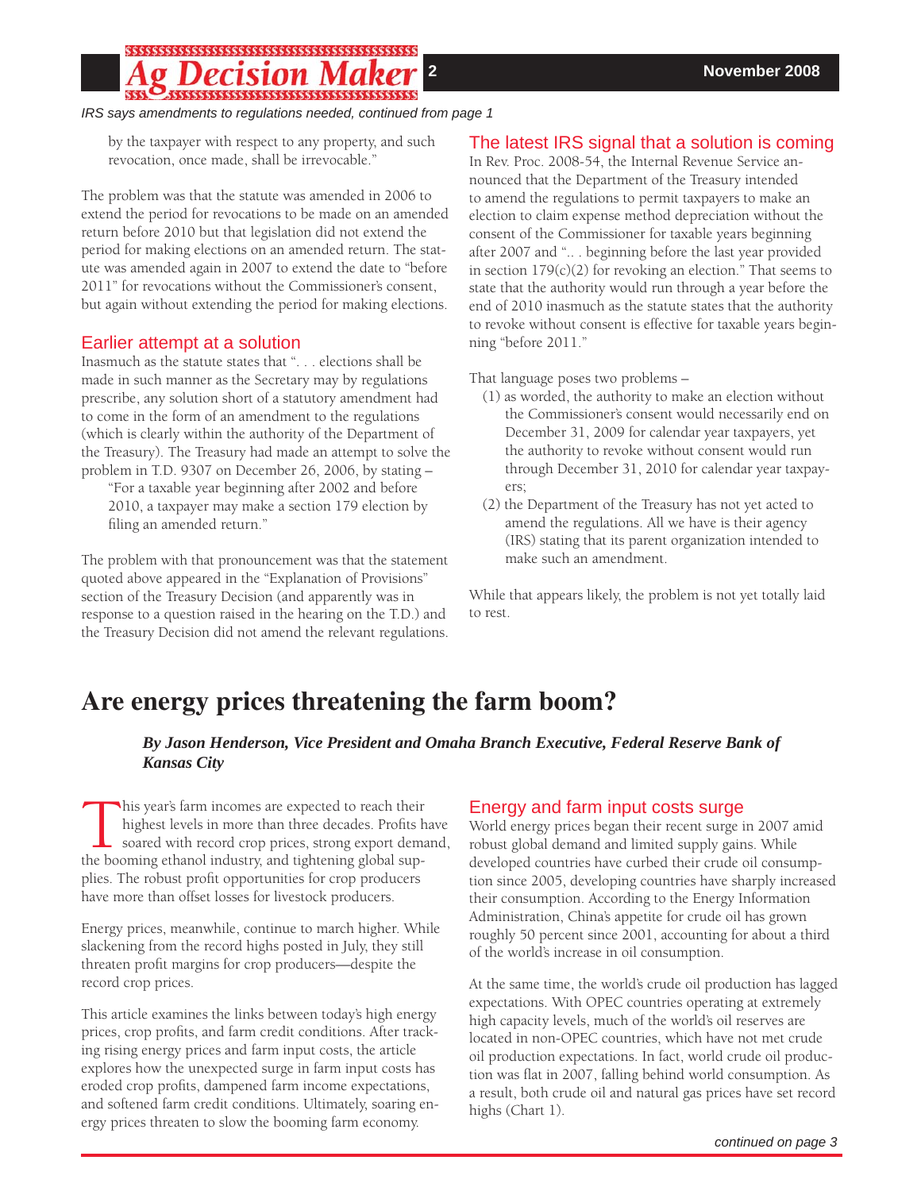*IRS says amendments to regulations needed, continued from page 1*

by the taxpayer with respect to any property, and such revocation, once made, shall be irrevocable."

The problem was that the statute was amended in 2006 to extend the period for revocations to be made on an amended return before 2010 but that legislation did not extend the period for making elections on an amended return. The statute was amended again in 2007 to extend the date to "before 2011" for revocations without the Commissioner's consent, but again without extending the period for making elections.

## Earlier attempt at a solution

Inasmuch as the statute states that ". . . elections shall be made in such manner as the Secretary may by regulations prescribe, any solution short of a statutory amendment had to come in the form of an amendment to the regulations (which is clearly within the authority of the Department of the Treasury). The Treasury had made an attempt to solve the problem in T.D. 9307 on December 26, 2006, by stating –

> "For a taxable year beginning after 2002 and before 2010, a taxpayer may make a section 179 election by filing an amended return."

The problem with that pronouncement was that the statement quoted above appeared in the "Explanation of Provisions" section of the Treasury Decision (and apparently was in response to a question raised in the hearing on the T.D.) and the Treasury Decision did not amend the relevant regulations.

## The latest IRS signal that a solution is coming

In Rev. Proc. 2008-54, the Internal Revenue Service announced that the Department of the Treasury intended to amend the regulations to permit taxpayers to make an election to claim expense method depreciation without the consent of the Commissioner for taxable years beginning after 2007 and ".. . beginning before the last year provided in section 179(c)(2) for revoking an election." That seems to state that the authority would run through a year before the end of 2010 inasmuch as the statute states that the authority to revoke without consent is effective for taxable years beginning "before 2011."

That language poses two problems –

(1) as worded, the authority to make an election without the Commissioner's consent would necessarily end on December 31, 2009 for calendar year taxpayers, yet the authority to revoke without consent would run through December 31, 2010 for calendar year taxpayers;

(2) the Department of the Treasury has not yet acted to amend the regulations. All we have is their agency (IRS) stating that its parent organization intended to make such an amendment.

While that appears likely, the problem is not yet totally laid to rest.

# Are energy prices threatening the farm boom?

***By Jason Henderson, Vice President and Omaha Branch Executive, Federal Reserve Bank of Kansas City***

This year's farm incomes are expected to reach their highest levels in more than three decades. Profits have soared with record crop prices, strong export demand, the booming ethanol industry, and tightening global supplies. The robust profit opportunities for crop producers have more than offset losses for livestock producers.

Energy prices, meanwhile, continue to march higher. While slackening from the record highs posted in July, they still threaten profit margins for crop producers—despite the record crop prices.

This article examines the links between today's high energy prices, crop profits, and farm credit conditions. After tracking rising energy prices and farm input costs, the article explores how the unexpected surge in farm input costs has eroded crop profits, dampened farm income expectations, and softened farm credit conditions. Ultimately, soaring energy prices threaten to slow the booming farm economy.

## Energy and farm input costs surge

World energy prices began their recent surge in 2007 amid robust global demand and limited supply gains. While developed countries have curbed their crude oil consumption since 2005, developing countries have sharply increased their consumption. According to the Energy Information Administration, China's appetite for crude oil has grown roughly 50 percent since 2001, accounting for about a third of the world's increase in oil consumption.

At the same time, the world's crude oil production has lagged expectations. With OPEC countries operating at extremely high capacity levels, much of the world's oil reserves are located in non-OPEC countries, which have not met crude oil production expectations. In fact, world crude oil production was flat in 2007, falling behind world consumption. As a result, both crude oil and natural gas prices have set record highs (Chart 1).

*continued on page 3*